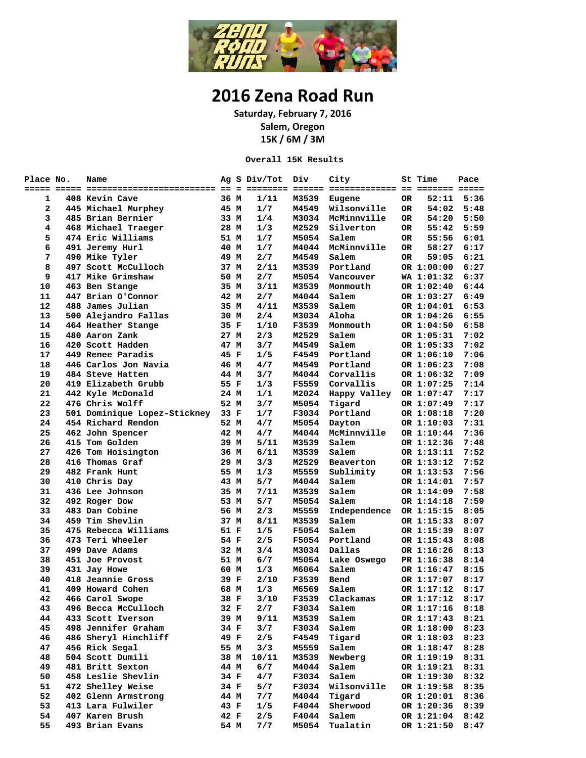# 2016 Zena Road Run

**Saturday, February 7, 2016**
**Salem, Oregon**
**15K / 6M / 3M**

**Overall 15K Results**

| Place | No. | Name | Ag | S | Div/Tot | Div | City | St | Time | Pace |
|---|---|---|---|---|---|---|---|---|---|---|
| 1 | 408 | Kevin Cave | 36 | M | 1/11 | M3539 | Eugene | OR | 52:11 | 5:36 |
| 2 | 445 | Michael Murphey | 45 | M | 1/7 | M4549 | Wilsonville | OR | 54:02 | 5:48 |
| 3 | 485 | Brian Bernier | 33 | M | 1/4 | M3034 | McMinnville | OR | 54:20 | 5:50 |
| 4 | 468 | Michael Traeger | 28 | M | 1/3 | M2529 | Silverton | OR | 55:42 | 5:59 |
| 5 | 474 | Eric Williams | 51 | M | 1/7 | M5054 | Salem | OR | 55:56 | 6:01 |
| 6 | 491 | Jeremy Hurl | 40 | M | 1/7 | M4044 | McMinnville | OR | 58:27 | 6:17 |
| 7 | 490 | Mike Tyler | 49 | M | 2/7 | M4549 | Salem | OR | 59:05 | 6:21 |
| 8 | 497 | Scott McCulloch | 37 | M | 2/11 | M3539 | Portland | OR | 1:00:00 | 6:27 |
| 9 | 417 | Mike Grimshaw | 50 | M | 2/7 | M5054 | Vancouver | WA | 1:01:32 | 6:37 |
| 10 | 463 | Ben Stange | 35 | M | 3/11 | M3539 | Monmouth | OR | 1:02:40 | 6:44 |
| 11 | 447 | Brian O'Connor | 42 | M | 2/7 | M4044 | Salem | OR | 1:03:27 | 6:49 |
| 12 | 488 | James Julian | 35 | M | 4/11 | M3539 | Salem | OR | 1:04:01 | 6:53 |
| 13 | 500 | Alejandro Fallas | 30 | M | 2/4 | M3034 | Aloha | OR | 1:04:26 | 6:55 |
| 14 | 464 | Heather Stange | 35 | F | 1/10 | F3539 | Monmouth | OR | 1:04:50 | 6:58 |
| 15 | 480 | Aaron Zank | 27 | M | 2/3 | M2529 | Salem | OR | 1:05:31 | 7:02 |
| 16 | 420 | Scott Hadden | 47 | M | 3/7 | M4549 | Salem | OR | 1:05:33 | 7:02 |
| 17 | 449 | Renee Paradis | 45 | F | 1/5 | F4549 | Portland | OR | 1:06:10 | 7:06 |
| 18 | 446 | Carlos Jon Navia | 46 | M | 4/7 | M4549 | Portland | OR | 1:06:23 | 7:08 |
| 19 | 484 | Steve Hatten | 44 | M | 3/7 | M4044 | Corvallis | OR | 1:06:32 | 7:09 |
| 20 | 419 | Elizabeth Grubb | 55 | F | 1/3 | F5559 | Corvallis | OR | 1:07:25 | 7:14 |
| 21 | 442 | Kyle McDonald | 24 | M | 1/1 | M2024 | Happy Valley | OR | 1:07:47 | 7:17 |
| 22 | 476 | Chris Wolff | 52 | M | 3/7 | M5054 | Tigard | OR | 1:07:49 | 7:17 |
| 23 | 501 | Dominique Lopez-Stickney | 33 | F | 1/7 | F3034 | Portland | OR | 1:08:18 | 7:20 |
| 24 | 454 | Richard Rendon | 52 | M | 4/7 | M5054 | Dayton | OR | 1:10:03 | 7:31 |
| 25 | 462 | John Spencer | 42 | M | 4/7 | M4044 | McMinnville | OR | 1:10:44 | 7:36 |
| 26 | 415 | Tom Golden | 39 | M | 5/11 | M3539 | Salem | OR | 1:12:36 | 7:48 |
| 27 | 426 | Tom Hoisington | 36 | M | 6/11 | M3539 | Salem | OR | 1:13:11 | 7:52 |
| 28 | 416 | Thomas Graf | 29 | M | 3/3 | M2529 | Beaverton | OR | 1:13:12 | 7:52 |
| 29 | 482 | Frank Hunt | 55 | M | 1/3 | M5559 | Sublimity | OR | 1:13:53 | 7:56 |
| 30 | 410 | Chris Day | 43 | M | 5/7 | M4044 | Salem | OR | 1:14:01 | 7:57 |
| 31 | 436 | Lee Johnson | 35 | M | 7/11 | M3539 | Salem | OR | 1:14:09 | 7:58 |
| 32 | 492 | Roger Dow | 53 | M | 5/7 | M5054 | Salem | OR | 1:14:18 | 7:59 |
| 33 | 483 | Dan Cobine | 56 | M | 2/3 | M5559 | Independence | OR | 1:15:15 | 8:05 |
| 34 | 459 | Tim Shevlin | 37 | M | 8/11 | M3539 | Salem | OR | 1:15:33 | 8:07 |
| 35 | 475 | Rebecca Williams | 51 | F | 1/5 | F5054 | Salem | OR | 1:15:39 | 8:07 |
| 36 | 473 | Teri Wheeler | 54 | F | 2/5 | F5054 | Portland | OR | 1:15:43 | 8:08 |
| 37 | 499 | Dave Adams | 32 | M | 3/4 | M3034 | Dallas | OR | 1:16:26 | 8:13 |
| 38 | 451 | Joe Provost | 51 | M | 6/7 | M5054 | Lake Oswego | PR | 1:16:38 | 8:14 |
| 39 | 431 | Jay Howe | 60 | M | 1/3 | M6064 | Salem | OR | 1:16:47 | 8:15 |
| 40 | 418 | Jeannie Gross | 39 | F | 2/10 | F3539 | Bend | OR | 1:17:07 | 8:17 |
| 41 | 409 | Howard Cohen | 68 | M | 1/3 | M6569 | Salem | OR | 1:17:12 | 8:17 |
| 42 | 466 | Carol Swope | 38 | F | 3/10 | F3539 | Clackamas | OR | 1:17:12 | 8:17 |
| 43 | 496 | Becca McCulloch | 32 | F | 2/7 | F3034 | Salem | OR | 1:17:16 | 8:18 |
| 44 | 433 | Scott Iverson | 39 | M | 9/11 | M3539 | Salem | OR | 1:17:43 | 8:21 |
| 45 | 498 | Jennifer Graham | 34 | F | 3/7 | F3034 | Salem | OR | 1:18:00 | 8:23 |
| 46 | 486 | Sheryl Hinchliff | 49 | F | 2/5 | F4549 | Tigard | OR | 1:18:03 | 8:23 |
| 47 | 456 | Rick Segal | 55 | M | 3/3 | M5559 | Salem | OR | 1:18:47 | 8:28 |
| 48 | 504 | Scott Dumili | 38 | M | 10/11 | M3539 | Newberg | OR | 1:19:19 | 8:31 |
| 49 | 481 | Britt Sexton | 44 | M | 6/7 | M4044 | Salem | OR | 1:19:21 | 8:31 |
| 50 | 458 | Leslie Shevlin | 34 | F | 4/7 | F3034 | Salem | OR | 1:19:30 | 8:32 |
| 51 | 472 | Shelley Weise | 34 | F | 5/7 | F3034 | Wilsonville | OR | 1:19:58 | 8:35 |
| 52 | 402 | Glenn Armstrong | 44 | M | 7/7 | M4044 | Tigard | OR | 1:20:01 | 8:36 |
| 53 | 413 | Lara Fulwiler | 43 | F | 1/5 | F4044 | Sherwood | OR | 1:20:36 | 8:39 |
| 54 | 407 | Karen Brush | 42 | F | 2/5 | F4044 | Salem | OR | 1:21:04 | 8:42 |
| 55 | 493 | Brian Evans | 54 | M | 7/7 | M5054 | Tualatin | OR | 1:21:50 | 8:47 |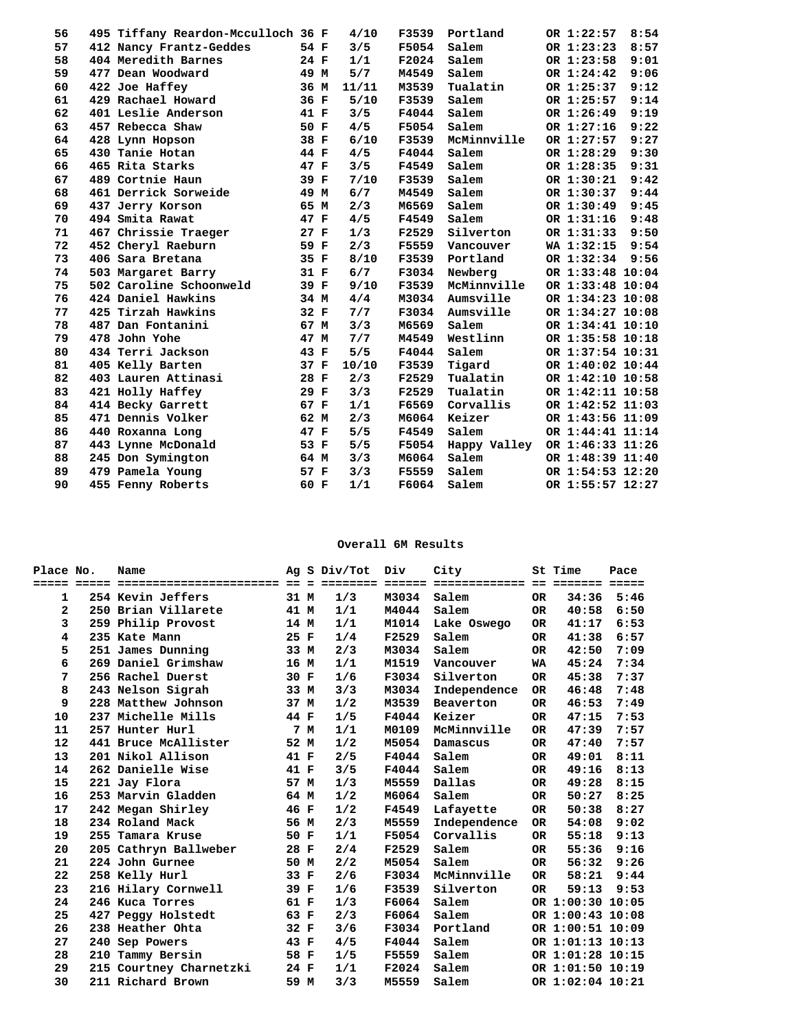| Place | No. | Name | Ag | S | Div/Tot | Div | City | St | Time | Pace |
|---|---|---|---|---|---|---|---|---|---|---|
| 56 | 495 | Tiffany Reardon-Mcculloch | 36 | F | 4/10 | F3539 | Portland | OR | 1:22:57 | 8:54 |
| 57 | 412 | Nancy Frantz-Geddes | 54 | F | 3/5 | F5054 | Salem | OR | 1:23:23 | 8:57 |
| 58 | 404 | Meredith Barnes | 24 | F | 1/1 | F2024 | Salem | OR | 1:23:58 | 9:01 |
| 59 | 477 | Dean Woodward | 49 | M | 5/7 | M4549 | Salem | OR | 1:24:42 | 9:06 |
| 60 | 422 | Joe Haffey | 36 | M | 11/11 | M3539 | Tualatin | OR | 1:25:37 | 9:12 |
| 61 | 429 | Rachael Howard | 36 | F | 5/10 | F3539 | Salem | OR | 1:25:57 | 9:14 |
| 62 | 401 | Leslie Anderson | 41 | F | 3/5 | F4044 | Salem | OR | 1:26:49 | 9:19 |
| 63 | 457 | Rebecca Shaw | 50 | F | 4/5 | F5054 | Salem | OR | 1:27:16 | 9:22 |
| 64 | 428 | Lynn Hopson | 38 | F | 6/10 | F3539 | McMinnville | OR | 1:27:57 | 9:27 |
| 65 | 430 | Tanie Hotan | 44 | F | 4/5 | F4044 | Salem | OR | 1:28:29 | 9:30 |
| 66 | 465 | Rita Starks | 47 | F | 3/5 | F4549 | Salem | OR | 1:28:35 | 9:31 |
| 67 | 489 | Cortnie Haun | 39 | F | 7/10 | F3539 | Salem | OR | 1:30:21 | 9:42 |
| 68 | 461 | Derrick Sorweide | 49 | M | 6/7 | M4549 | Salem | OR | 1:30:37 | 9:44 |
| 69 | 437 | Jerry Korson | 65 | M | 2/3 | M6569 | Salem | OR | 1:30:49 | 9:45 |
| 70 | 494 | Smita Rawat | 47 | F | 4/5 | F4549 | Salem | OR | 1:31:16 | 9:48 |
| 71 | 467 | Chrissie Traeger | 27 | F | 1/3 | F2529 | Silverton | OR | 1:31:33 | 9:50 |
| 72 | 452 | Cheryl Raeburn | 59 | F | 2/3 | F5559 | Vancouver | WA | 1:32:15 | 9:54 |
| 73 | 406 | Sara Bretana | 35 | F | 8/10 | F3539 | Portland | OR | 1:32:34 | 9:56 |
| 74 | 503 | Margaret Barry | 31 | F | 6/7 | F3034 | Newberg | OR | 1:33:48 | 10:04 |
| 75 | 502 | Caroline Schoonweld | 39 | F | 9/10 | F3539 | McMinnville | OR | 1:33:48 | 10:04 |
| 76 | 424 | Daniel Hawkins | 34 | M | 4/4 | M3034 | Aumsville | OR | 1:34:23 | 10:08 |
| 77 | 425 | Tirzah Hawkins | 32 | F | 7/7 | F3034 | Aumsville | OR | 1:34:27 | 10:08 |
| 78 | 487 | Dan Fontanini | 67 | M | 3/3 | M6569 | Salem | OR | 1:34:41 | 10:10 |
| 79 | 478 | John Yohe | 47 | M | 7/7 | M4549 | Westlinn | OR | 1:35:58 | 10:18 |
| 80 | 434 | Terri Jackson | 43 | F | 5/5 | F4044 | Salem | OR | 1:37:54 | 10:31 |
| 81 | 405 | Kelly Barten | 37 | F | 10/10 | F3539 | Tigard | OR | 1:40:02 | 10:44 |
| 82 | 403 | Lauren Attinasi | 28 | F | 2/3 | F2529 | Tualatin | OR | 1:42:10 | 10:58 |
| 83 | 421 | Holly Haffey | 29 | F | 3/3 | F2529 | Tualatin | OR | 1:42:11 | 10:58 |
| 84 | 414 | Becky Garrett | 67 | F | 1/1 | F6569 | Corvallis | OR | 1:42:52 | 11:03 |
| 85 | 471 | Dennis Volker | 62 | M | 2/3 | M6064 | Keizer | OR | 1:43:56 | 11:09 |
| 86 | 440 | Roxanna Long | 47 | F | 5/5 | F4549 | Salem | OR | 1:44:41 | 11:14 |
| 87 | 443 | Lynne McDonald | 53 | F | 5/5 | F5054 | Happy Valley | OR | 1:46:33 | 11:26 |
| 88 | 245 | Don Symington | 64 | M | 3/3 | M6064 | Salem | OR | 1:48:39 | 11:40 |
| 89 | 479 | Pamela Young | 57 | F | 3/3 | F5559 | Salem | OR | 1:54:53 | 12:20 |
| 90 | 455 | Fenny Roberts | 60 | F | 1/1 | F6064 | Salem | OR | 1:55:57 | 12:27 |

## Overall 6M Results

| Place | No. | Name | Ag | S | Div/Tot | Div | City | St | Time | Pace |
|---|---|---|---|---|---|---|---|---|---|---|
| 1 | 254 | Kevin Jeffers | 31 | M | 1/3 | M3034 | Salem | OR | 34:36 | 5:46 |
| 2 | 250 | Brian Villarete | 41 | M | 1/1 | M4044 | Salem | OR | 40:58 | 6:50 |
| 3 | 259 | Philip Provost | 14 | M | 1/1 | M1014 | Lake Oswego | OR | 41:17 | 6:53 |
| 4 | 235 | Kate Mann | 25 | F | 1/4 | F2529 | Salem | OR | 41:38 | 6:57 |
| 5 | 251 | James Dunning | 33 | M | 2/3 | M3034 | Salem | OR | 42:50 | 7:09 |
| 6 | 269 | Daniel Grimshaw | 16 | M | 1/1 | M1519 | Vancouver | WA | 45:24 | 7:34 |
| 7 | 256 | Rachel Duerst | 30 | F | 1/6 | F3034 | Silverton | OR | 45:38 | 7:37 |
| 8 | 243 | Nelson Sigrah | 33 | M | 3/3 | M3034 | Independence | OR | 46:48 | 7:48 |
| 9 | 228 | Matthew Johnson | 37 | M | 1/2 | M3539 | Beaverton | OR | 46:53 | 7:49 |
| 10 | 237 | Michelle Mills | 44 | F | 1/5 | F4044 | Keizer | OR | 47:15 | 7:53 |
| 11 | 257 | Hunter Hurl | 7 | M | 1/1 | M0109 | McMinnville | OR | 47:39 | 7:57 |
| 12 | 441 | Bruce McAllister | 52 | M | 1/2 | M5054 | Damascus | OR | 47:40 | 7:57 |
| 13 | 201 | Nikol Allison | 41 | F | 2/5 | F4044 | Salem | OR | 49:01 | 8:11 |
| 14 | 262 | Danielle Wise | 41 | F | 3/5 | F4044 | Salem | OR | 49:16 | 8:13 |
| 15 | 221 | Jay Flora | 57 | M | 1/3 | M5559 | Dallas | OR | 49:28 | 8:15 |
| 16 | 253 | Marvin Gladden | 64 | M | 1/2 | M6064 | Salem | OR | 50:27 | 8:25 |
| 17 | 242 | Megan Shirley | 46 | F | 1/2 | F4549 | Lafayette | OR | 50:38 | 8:27 |
| 18 | 234 | Roland Mack | 56 | M | 2/3 | M5559 | Independence | OR | 54:08 | 9:02 |
| 19 | 255 | Tamara Kruse | 50 | F | 1/1 | F5054 | Corvallis | OR | 55:18 | 9:13 |
| 20 | 205 | Cathryn Ballweber | 28 | F | 2/4 | F2529 | Salem | OR | 55:36 | 9:16 |
| 21 | 224 | John Gurnee | 50 | M | 2/2 | M5054 | Salem | OR | 56:32 | 9:26 |
| 22 | 258 | Kelly Hurl | 33 | F | 2/6 | F3034 | McMinnville | OR | 58:21 | 9:44 |
| 23 | 216 | Hilary Cornwell | 39 | F | 1/6 | F3539 | Silverton | OR | 59:13 | 9:53 |
| 24 | 246 | Kuca Torres | 61 | F | 1/3 | F6064 | Salem | OR | 1:00:30 | 10:05 |
| 25 | 427 | Peggy Holstedt | 63 | F | 2/3 | F6064 | Salem | OR | 1:00:43 | 10:08 |
| 26 | 238 | Heather Ohta | 32 | F | 3/6 | F3034 | Portland | OR | 1:00:51 | 10:09 |
| 27 | 240 | Sep Powers | 43 | F | 4/5 | F4044 | Salem | OR | 1:01:13 | 10:13 |
| 28 | 210 | Tammy Bersin | 58 | F | 1/5 | F5559 | Salem | OR | 1:01:28 | 10:15 |
| 29 | 215 | Courtney Charnetzki | 24 | F | 1/1 | F2024 | Salem | OR | 1:01:50 | 10:19 |
| 30 | 211 | Richard Brown | 59 | M | 3/3 | M5559 | Salem | OR | 1:02:04 | 10:21 |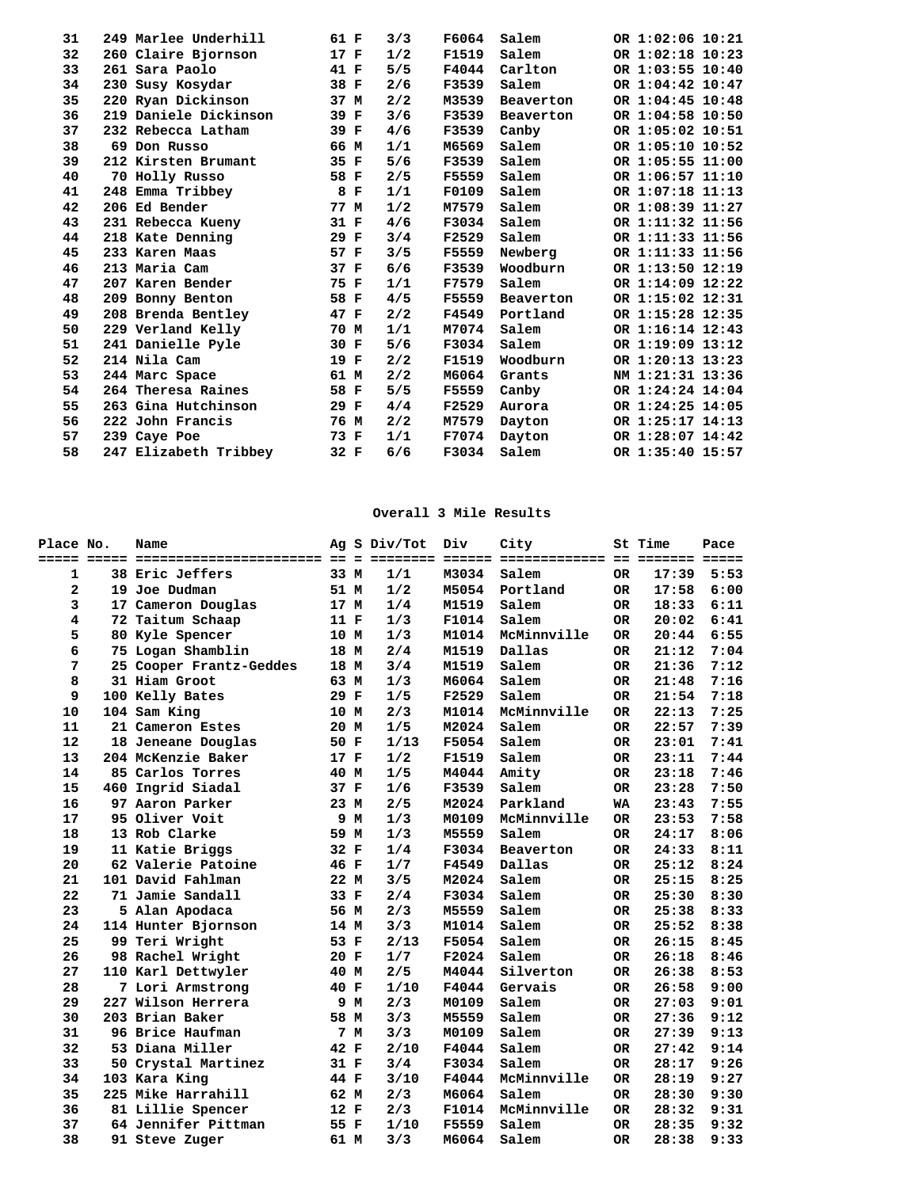| | | | | | | | | | | |
|---|---|---|---|---|---|---|---|---|---|---|
| 31 | 249 | Marlee Underhill | 61 | F | 3/3 | F6064 | Salem | OR | 1:02:06 | 10:21 |
| 32 | 260 | Claire Bjornson | 17 | F | 1/2 | F1519 | Salem | OR | 1:02:18 | 10:23 |
| 33 | 261 | Sara Paolo | 41 | F | 5/5 | F4044 | Carlton | OR | 1:03:55 | 10:40 |
| 34 | 230 | Susy Kosydar | 38 | F | 2/6 | F3539 | Salem | OR | 1:04:42 | 10:47 |
| 35 | 220 | Ryan Dickinson | 37 | M | 2/2 | M3539 | Beaverton | OR | 1:04:45 | 10:48 |
| 36 | 219 | Daniele Dickinson | 39 | F | 3/6 | F3539 | Beaverton | OR | 1:04:58 | 10:50 |
| 37 | 232 | Rebecca Latham | 39 | F | 4/6 | F3539 | Canby | OR | 1:05:02 | 10:51 |
| 38 | 69 | Don Russo | 66 | M | 1/1 | M6569 | Salem | OR | 1:05:10 | 10:52 |
| 39 | 212 | Kirsten Brumant | 35 | F | 5/6 | F3539 | Salem | OR | 1:05:55 | 11:00 |
| 40 | 70 | Holly Russo | 58 | F | 2/5 | F5559 | Salem | OR | 1:06:57 | 11:10 |
| 41 | 248 | Emma Tribbey | 8 | F | 1/1 | F0109 | Salem | OR | 1:07:18 | 11:13 |
| 42 | 206 | Ed Bender | 77 | M | 1/2 | M7579 | Salem | OR | 1:08:39 | 11:27 |
| 43 | 231 | Rebecca Kueny | 31 | F | 4/6 | F3034 | Salem | OR | 1:11:32 | 11:56 |
| 44 | 218 | Kate Denning | 29 | F | 3/4 | F2529 | Salem | OR | 1:11:33 | 11:56 |
| 45 | 233 | Karen Maas | 57 | F | 3/5 | F5559 | Newberg | OR | 1:11:33 | 11:56 |
| 46 | 213 | Maria Cam | 37 | F | 6/6 | F3539 | Woodburn | OR | 1:13:50 | 12:19 |
| 47 | 207 | Karen Bender | 75 | F | 1/1 | F7579 | Salem | OR | 1:14:09 | 12:22 |
| 48 | 209 | Bonny Benton | 58 | F | 4/5 | F5559 | Beaverton | OR | 1:15:02 | 12:31 |
| 49 | 208 | Brenda Bentley | 47 | F | 2/2 | F4549 | Portland | OR | 1:15:28 | 12:35 |
| 50 | 229 | Verland Kelly | 70 | M | 1/1 | M7074 | Salem | OR | 1:16:14 | 12:43 |
| 51 | 241 | Danielle Pyle | 30 | F | 5/6 | F3034 | Salem | OR | 1:19:09 | 13:12 |
| 52 | 214 | Nila Cam | 19 | F | 2/2 | F1519 | Woodburn | OR | 1:20:13 | 13:23 |
| 53 | 244 | Marc Space | 61 | M | 2/2 | M6064 | Grants | NM | 1:21:31 | 13:36 |
| 54 | 264 | Theresa Raines | 58 | F | 5/5 | F5559 | Canby | OR | 1:24:24 | 14:04 |
| 55 | 263 | Gina Hutchinson | 29 | F | 4/4 | F2529 | Aurora | OR | 1:24:25 | 14:05 |
| 56 | 222 | John Francis | 76 | M | 2/2 | M7579 | Dayton | OR | 1:25:17 | 14:13 |
| 57 | 239 | Caye Poe | 73 | F | 1/1 | F7074 | Dayton | OR | 1:28:07 | 14:42 |
| 58 | 247 | Elizabeth Tribbey | 32 | F | 6/6 | F3034 | Salem | OR | 1:35:40 | 15:57 |

## Overall 3 Mile Results

| Place | No. | Name | Ag | S | Div/Tot | Div | City | St | Time | Pace |
|---|---|---|---|---|---|---|---|---|---|---|
| 1 | 38 | Eric Jeffers | 33 | M | 1/1 | M3034 | Salem | OR | 17:39 | 5:53 |
| 2 | 19 | Joe Dudman | 51 | M | 1/2 | M5054 | Portland | OR | 17:58 | 6:00 |
| 3 | 17 | Cameron Douglas | 17 | M | 1/4 | M1519 | Salem | OR | 18:33 | 6:11 |
| 4 | 72 | Taitum Schaap | 11 | F | 1/3 | F1014 | Salem | OR | 20:02 | 6:41 |
| 5 | 80 | Kyle Spencer | 10 | M | 1/3 | M1014 | McMinnville | OR | 20:44 | 6:55 |
| 6 | 75 | Logan Shamblin | 18 | M | 2/4 | M1519 | Dallas | OR | 21:12 | 7:04 |
| 7 | 25 | Cooper Frantz-Geddes | 18 | M | 3/4 | M1519 | Salem | OR | 21:36 | 7:12 |
| 8 | 31 | Hiam Groot | 63 | M | 1/3 | M6064 | Salem | OR | 21:48 | 7:16 |
| 9 | 100 | Kelly Bates | 29 | F | 1/5 | F2529 | Salem | OR | 21:54 | 7:18 |
| 10 | 104 | Sam King | 10 | M | 2/3 | M1014 | McMinnville | OR | 22:13 | 7:25 |
| 11 | 21 | Cameron Estes | 20 | M | 1/5 | M2024 | Salem | OR | 22:57 | 7:39 |
| 12 | 18 | Jeneane Douglas | 50 | F | 1/13 | F5054 | Salem | OR | 23:01 | 7:41 |
| 13 | 204 | McKenzie Baker | 17 | F | 1/2 | F1519 | Salem | OR | 23:11 | 7:44 |
| 14 | 85 | Carlos Torres | 40 | M | 1/5 | M4044 | Amity | OR | 23:18 | 7:46 |
| 15 | 460 | Ingrid Siadal | 37 | F | 1/6 | F3539 | Salem | OR | 23:28 | 7:50 |
| 16 | 97 | Aaron Parker | 23 | M | 2/5 | M2024 | Parkland | WA | 23:43 | 7:55 |
| 17 | 95 | Oliver Voit | 9 | M | 1/3 | M0109 | McMinnville | OR | 23:53 | 7:58 |
| 18 | 13 | Rob Clarke | 59 | M | 1/3 | M5559 | Salem | OR | 24:17 | 8:06 |
| 19 | 11 | Katie Briggs | 32 | F | 1/4 | F3034 | Beaverton | OR | 24:33 | 8:11 |
| 20 | 62 | Valerie Patoine | 46 | F | 1/7 | F4549 | Dallas | OR | 25:12 | 8:24 |
| 21 | 101 | David Fahlman | 22 | M | 3/5 | M2024 | Salem | OR | 25:15 | 8:25 |
| 22 | 71 | Jamie Sandall | 33 | F | 2/4 | F3034 | Salem | OR | 25:30 | 8:30 |
| 23 | 5 | Alan Apodaca | 56 | M | 2/3 | M5559 | Salem | OR | 25:38 | 8:33 |
| 24 | 114 | Hunter Bjornson | 14 | M | 3/3 | M1014 | Salem | OR | 25:52 | 8:38 |
| 25 | 99 | Teri Wright | 53 | F | 2/13 | F5054 | Salem | OR | 26:15 | 8:45 |
| 26 | 98 | Rachel Wright | 20 | F | 1/7 | F2024 | Salem | OR | 26:18 | 8:46 |
| 27 | 110 | Karl Dettwyler | 40 | M | 2/5 | M4044 | Silverton | OR | 26:38 | 8:53 |
| 28 | 7 | Lori Armstrong | 40 | F | 1/10 | F4044 | Gervais | OR | 26:58 | 9:00 |
| 29 | 227 | Wilson Herrera | 9 | M | 2/3 | M0109 | Salem | OR | 27:03 | 9:01 |
| 30 | 203 | Brian Baker | 58 | M | 3/3 | M5559 | Salem | OR | 27:36 | 9:12 |
| 31 | 96 | Brice Haufman | 7 | M | 3/3 | M0109 | Salem | OR | 27:39 | 9:13 |
| 32 | 53 | Diana Miller | 42 | F | 2/10 | F4044 | Salem | OR | 27:42 | 9:14 |
| 33 | 50 | Crystal Martinez | 31 | F | 3/4 | F3034 | Salem | OR | 28:17 | 9:26 |
| 34 | 103 | Kara King | 44 | F | 3/10 | F4044 | McMinnville | OR | 28:19 | 9:27 |
| 35 | 225 | Mike Harrahill | 62 | M | 2/3 | M6064 | Salem | OR | 28:30 | 9:30 |
| 36 | 81 | Lillie Spencer | 12 | F | 2/3 | F1014 | McMinnville | OR | 28:32 | 9:31 |
| 37 | 64 | Jennifer Pittman | 55 | F | 1/10 | F5559 | Salem | OR | 28:35 | 9:32 |
| 38 | 91 | Steve Zuger | 61 | M | 3/3 | M6064 | Salem | OR | 28:38 | 9:33 |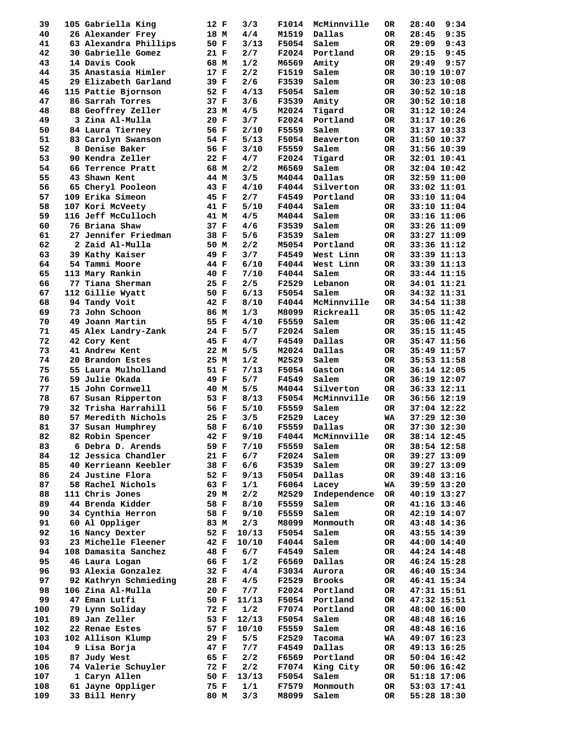| | | | | | | | | | | |
|---|---|---|---|---|---|---|---|---|---|---|
| 39 | 105 | Gabriella King | 12 | F | 3/3 | F1014 | McMinnville | OR | 28:40 | 9:34 |
| 40 | 26 | Alexander Frey | 18 | M | 4/4 | M1519 | Dallas | OR | 28:45 | 9:35 |
| 41 | 63 | Alexandra Phillips | 50 | F | 3/13 | F5054 | Salem | OR | 29:09 | 9:43 |
| 42 | 30 | Gabrielle Gomez | 21 | F | 2/7 | F2024 | Portland | OR | 29:15 | 9:45 |
| 43 | 14 | Davis Cook | 68 | M | 1/2 | M6569 | Amity | OR | 29:49 | 9:57 |
| 44 | 35 | Anastasia Himler | 17 | F | 2/2 | F1519 | Salem | OR | 30:19 | 10:07 |
| 45 | 29 | Elizabeth Garland | 39 | F | 2/6 | F3539 | Salem | OR | 30:23 | 10:08 |
| 46 | 115 | Pattie Bjornson | 52 | F | 4/13 | F5054 | Salem | OR | 30:52 | 10:18 |
| 47 | 86 | Sarrah Torres | 37 | F | 3/6 | F3539 | Amity | OR | 30:52 | 10:18 |
| 48 | 88 | Geoffrey Zeller | 23 | M | 4/5 | M2024 | Tigard | OR | 31:12 | 10:24 |
| 49 | 3 | Zina Al-Mulla | 20 | F | 3/7 | F2024 | Portland | OR | 31:17 | 10:26 |
| 50 | 84 | Laura Tierney | 56 | F | 2/10 | F5559 | Salem | OR | 31:37 | 10:33 |
| 51 | 83 | Carolyn Swanson | 54 | F | 5/13 | F5054 | Beaverton | OR | 31:50 | 10:37 |
| 52 | 8 | Denise Baker | 56 | F | 3/10 | F5559 | Salem | OR | 31:56 | 10:39 |
| 53 | 90 | Kendra Zeller | 22 | F | 4/7 | F2024 | Tigard | OR | 32:01 | 10:41 |
| 54 | 66 | Terrence Pratt | 68 | M | 2/2 | M6569 | Salem | OR | 32:04 | 10:42 |
| 55 | 43 | Shawn Kent | 44 | M | 3/5 | M4044 | Dallas | OR | 32:59 | 11:00 |
| 56 | 65 | Cheryl Pooleon | 43 | F | 4/10 | F4044 | Silverton | OR | 33:02 | 11:01 |
| 57 | 109 | Erika Simeon | 45 | F | 2/7 | F4549 | Portland | OR | 33:10 | 11:04 |
| 58 | 107 | Kori McVeety | 41 | F | 5/10 | F4044 | Salem | OR | 33:10 | 11:04 |
| 59 | 116 | Jeff McCulloch | 41 | M | 4/5 | M4044 | Salem | OR | 33:16 | 11:06 |
| 60 | 76 | Briana Shaw | 37 | F | 4/6 | F3539 | Salem | OR | 33:26 | 11:09 |
| 61 | 27 | Jennifer Friedman | 38 | F | 5/6 | F3539 | Salem | OR | 33:27 | 11:09 |
| 62 | 2 | Zaid Al-Mulla | 50 | M | 2/2 | M5054 | Portland | OR | 33:36 | 11:12 |
| 63 | 39 | Kathy Kaiser | 49 | F | 3/7 | F4549 | West Linn | OR | 33:39 | 11:13 |
| 64 | 54 | Tammi Moore | 44 | F | 6/10 | F4044 | West Linn | OR | 33:39 | 11:13 |
| 65 | 113 | Mary Rankin | 40 | F | 7/10 | F4044 | Salem | OR | 33:44 | 11:15 |
| 66 | 77 | Tiana Sherman | 25 | F | 2/5 | F2529 | Lebanon | OR | 34:01 | 11:21 |
| 67 | 112 | Gillie Wyatt | 50 | F | 6/13 | F5054 | Salem | OR | 34:32 | 11:31 |
| 68 | 94 | Tandy Voit | 42 | F | 8/10 | F4044 | McMinnville | OR | 34:54 | 11:38 |
| 69 | 73 | John Schoon | 86 | M | 1/3 | M8099 | Rickreall | OR | 35:05 | 11:42 |
| 70 | 49 | Joann Martin | 55 | F | 4/10 | F5559 | Salem | OR | 35:06 | 11:42 |
| 71 | 45 | Alex Landry-Zank | 24 | F | 5/7 | F2024 | Salem | OR | 35:15 | 11:45 |
| 72 | 42 | Cory Kent | 45 | F | 4/7 | F4549 | Dallas | OR | 35:47 | 11:56 |
| 73 | 41 | Andrew Kent | 22 | M | 5/5 | M2024 | Dallas | OR | 35:49 | 11:57 |
| 74 | 20 | Brandon Estes | 25 | M | 1/2 | M2529 | Salem | OR | 35:53 | 11:58 |
| 75 | 55 | Laura Mulholland | 51 | F | 7/13 | F5054 | Gaston | OR | 36:14 | 12:05 |
| 76 | 59 | Julie Okada | 49 | F | 5/7 | F4549 | Salem | OR | 36:19 | 12:07 |
| 77 | 15 | John Cornwell | 40 | M | 5/5 | M4044 | Silverton | OR | 36:33 | 12:11 |
| 78 | 67 | Susan Ripperton | 53 | F | 8/13 | F5054 | McMinnville | OR | 36:56 | 12:19 |
| 79 | 32 | Trisha Harrahill | 56 | F | 5/10 | F5559 | Salem | OR | 37:04 | 12:22 |
| 80 | 57 | Meredith Nichols | 25 | F | 3/5 | F2529 | Lacey | WA | 37:29 | 12:30 |
| 81 | 37 | Susan Humphrey | 58 | F | 6/10 | F5559 | Dallas | OR | 37:30 | 12:30 |
| 82 | 82 | Robin Spencer | 42 | F | 9/10 | F4044 | McMinnville | OR | 38:14 | 12:45 |
| 83 | 6 | Debra D. Arends | 59 | F | 7/10 | F5559 | Salem | OR | 38:54 | 12:58 |
| 84 | 12 | Jessica Chandler | 21 | F | 6/7 | F2024 | Salem | OR | 39:27 | 13:09 |
| 85 | 40 | Kerrieann Keebler | 38 | F | 6/6 | F3539 | Salem | OR | 39:27 | 13:09 |
| 86 | 24 | Justine Flora | 52 | F | 9/13 | F5054 | Dallas | OR | 39:48 | 13:16 |
| 87 | 58 | Rachel Nichols | 63 | F | 1/1 | F6064 | Lacey | WA | 39:59 | 13:20 |
| 88 | 111 | Chris Jones | 29 | M | 2/2 | M2529 | Independence | OR | 40:19 | 13:27 |
| 89 | 44 | Brenda Kidder | 58 | F | 8/10 | F5559 | Salem | OR | 41:16 | 13:46 |
| 90 | 34 | Cynthia Herron | 58 | F | 9/10 | F5559 | Salem | OR | 42:19 | 14:07 |
| 91 | 60 | Al Oppliger | 83 | M | 2/3 | M8099 | Monmouth | OR | 43:48 | 14:36 |
| 92 | 16 | Nancy Dexter | 52 | F | 10/13 | F5054 | Salem | OR | 43:55 | 14:39 |
| 93 | 23 | Michelle Fleener | 42 | F | 10/10 | F4044 | Salem | OR | 44:00 | 14:40 |
| 94 | 108 | Damasita Sanchez | 48 | F | 6/7 | F4549 | Salem | OR | 44:24 | 14:48 |
| 95 | 46 | Laura Logan | 66 | F | 1/2 | F6569 | Dallas | OR | 46:24 | 15:28 |
| 96 | 93 | Alexia Gonzalez | 32 | F | 4/4 | F3034 | Aurora | OR | 46:40 | 15:34 |
| 97 | 92 | Kathryn Schmieding | 28 | F | 4/5 | F2529 | Brooks | OR | 46:41 | 15:34 |
| 98 | 106 | Zina Al-Mulla | 20 | F | 7/7 | F2024 | Portland | OR | 47:31 | 15:51 |
| 99 | 47 | Eman Lutfi | 50 | F | 11/13 | F5054 | Portland | OR | 47:32 | 15:51 |
| 100 | 79 | Lynn Soliday | 72 | F | 1/2 | F7074 | Portland | OR | 48:00 | 16:00 |
| 101 | 89 | Jan Zeller | 53 | F | 12/13 | F5054 | Salem | OR | 48:48 | 16:16 |
| 102 | 22 | Renae Estes | 57 | F | 10/10 | F5559 | Salem | OR | 48:48 | 16:16 |
| 103 | 102 | Allison Klump | 29 | F | 5/5 | F2529 | Tacoma | WA | 49:07 | 16:23 |
| 104 | 9 | Lisa Borja | 47 | F | 7/7 | F4549 | Dallas | OR | 49:13 | 16:25 |
| 105 | 87 | Judy West | 65 | F | 2/2 | F6569 | Portland | OR | 50:04 | 16:42 |
| 106 | 74 | Valerie Schuyler | 72 | F | 2/2 | F7074 | King City | OR | 50:06 | 16:42 |
| 107 | 1 | Caryn Allen | 50 | F | 13/13 | F5054 | Salem | OR | 51:18 | 17:06 |
| 108 | 61 | Jayne Oppliger | 75 | F | 1/1 | F7579 | Monmouth | OR | 53:03 | 17:41 |
| 109 | 33 | Bill Henry | 80 | M | 3/3 | M8099 | Salem | OR | 55:28 | 18:30 |